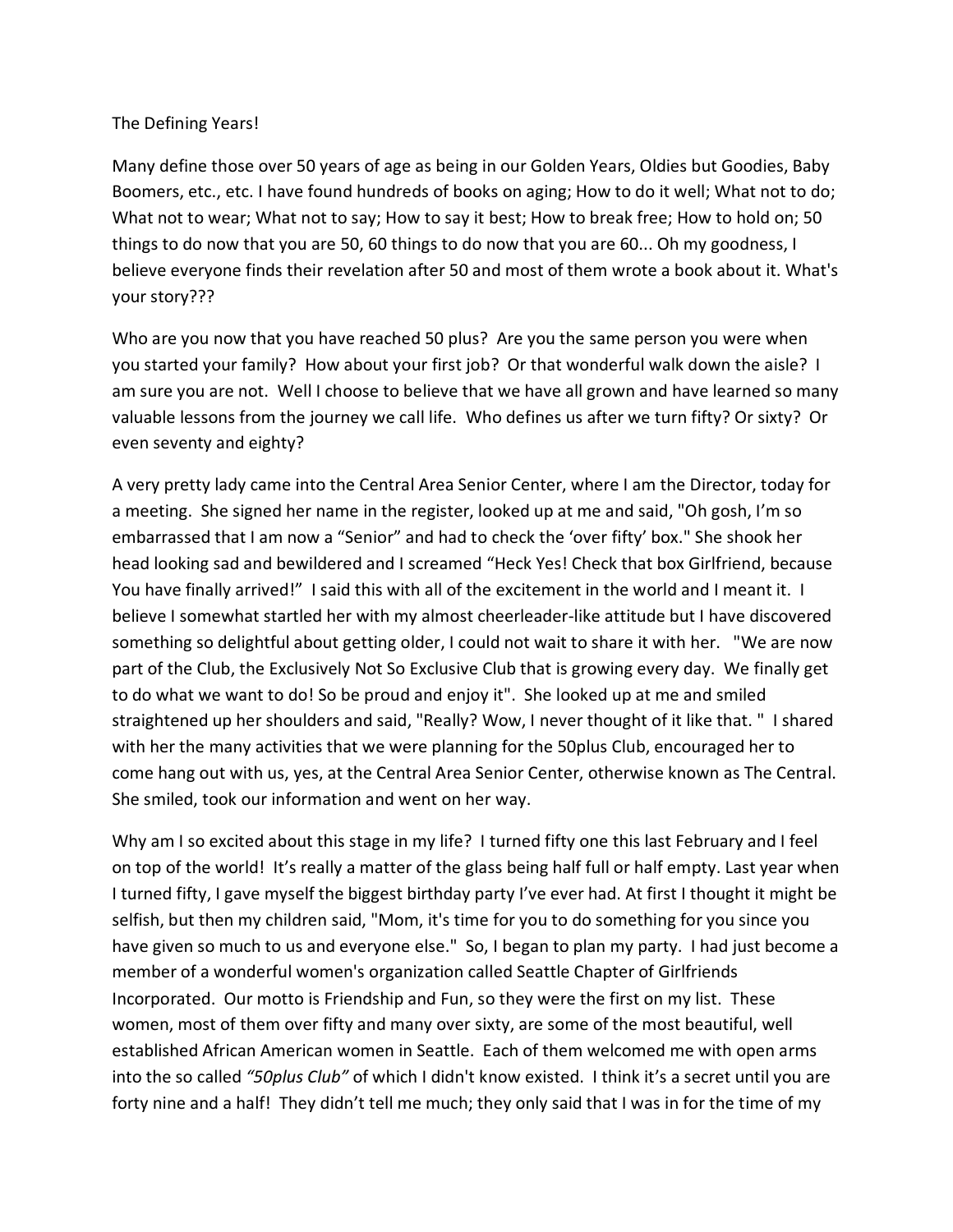# The Defining Years!

Many define those over 50 years of age as being in our Golden Years, Oldies but Goodies, Baby Boomers, etc., etc. I have found hundreds of books on aging; How to do it well; What not to do; What not to wear; What not to say; How to say it best; How to break free; How to hold on; 50 things to do now that you are 50, 60 things to do now that you are 60... Oh my goodness, I believe everyone finds their revelation after 50 and most of them wrote a book about it. What's your story???

Who are you now that you have reached 50 plus? Are you the same person you were when you started your family? How about your first job? Or that wonderful walk down the aisle? I am sure you are not. Well I choose to believe that we have all grown and have learned so many valuable lessons from the journey we call life. Who defines us after we turn fifty? Or sixty? Or even seventy and eighty?

A very pretty lady came into the Central Area Senior Center, where I am the Director, today for a meeting. She signed her name in the register, looked up at me and said, "Oh gosh, I'm so embarrassed that I am now a "Senior" and had to check the 'over fifty' box." She shook her head looking sad and bewildered and I screamed "Heck Yes! Check that box Girlfriend, because You have finally arrived!" I said this with all of the excitement in the world and I meant it. I believe I somewhat startled her with my almost cheerleader-like attitude but I have discovered something so delightful about getting older, I could not wait to share it with her. "We are now part of the Club, the Exclusively Not So Exclusive Club that is growing every day. We finally get to do what we want to do! So be proud and enjoy it". She looked up at me and smiled straightened up her shoulders and said, "Really? Wow, I never thought of it like that. " I shared with her the many activities that we were planning for the 50plus Club, encouraged her to come hang out with us, yes, at the Central Area Senior Center, otherwise known as The Central. She smiled, took our information and went on her way.

Why am I so excited about this stage in my life? I turned fifty one this last February and I feel on top of the world! It's really a matter of the glass being half full or half empty. Last year when I turned fifty, I gave myself the biggest birthday party I've ever had. At first I thought it might be selfish, but then my children said, "Mom, it's time for you to do something for you since you have given so much to us and everyone else." So, I began to plan my party. I had just become a member of a wonderful women's organization called Seattle Chapter of Girlfriends Incorporated. Our motto is Friendship and Fun, so they were the first on my list. These women, most of them over fifty and many over sixty, are some of the most beautiful, well established African American women in Seattle. Each of them welcomed me with open arms into the so called *"50plus Club"* of which I didn't know existed. I think it's a secret until you are forty nine and a half! They didn't tell me much; they only said that I was in for the time of my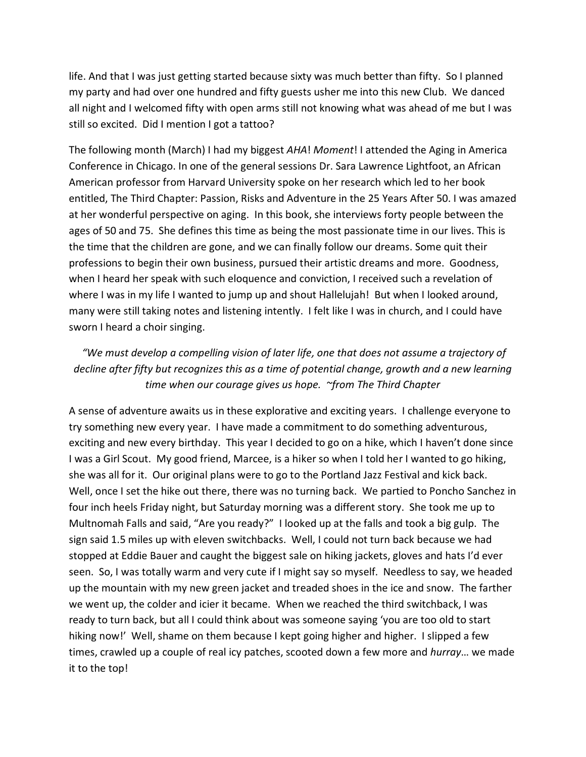life. And that I was just getting started because sixty was much better than fifty. So I planned my party and had over one hundred and fifty guests usher me into this new Club. We danced all night and I welcomed fifty with open arms still not knowing what was ahead of me but I was still so excited. Did I mention I got a tattoo?

The following month (March) I had my biggest *AHA*! *Moment*! I attended the Aging in America Conference in Chicago. In one of the general sessions Dr. Sara Lawrence Lightfoot, an African American professor from Harvard University spoke on her research which led to her book entitled, The Third Chapter: Passion, Risks and Adventure in the 25 Years After 50. I was amazed at her wonderful perspective on aging. In this book, she interviews forty people between the ages of 50 and 75. She defines this time as being the most passionate time in our lives. This is the time that the children are gone, and we can finally follow our dreams. Some quit their professions to begin their own business, pursued their artistic dreams and more. Goodness, when I heard her speak with such eloquence and conviction, I received such a revelation of where I was in my life I wanted to jump up and shout Hallelujah! But when I looked around, many were still taking notes and listening intently. I felt like I was in church, and I could have sworn I heard a choir singing.

> *"We must develop a compelling vision of later life, one that does not assume a trajectory of decline after fifty but recognizes this as a time of potential change, growth and a new learning time when our courage gives us hope. ~from The Third Chapter*

A sense of adventure awaits us in these explorative and exciting years. I challenge everyone to try something new every year. I have made a commitment to do something adventurous, exciting and new every birthday. This year I decided to go on a hike, which I haven't done since I was a Girl Scout. My good friend, Marcee, is a hiker so when I told her I wanted to go hiking, she was all for it. Our original plans were to go to the Portland Jazz Festival and kick back. Well, once I set the hike out there, there was no turning back. We partied to Poncho Sanchez in four inch heels Friday night, but Saturday morning was a different story. She took me up to Multnomah Falls and said, "Are you ready?" I looked up at the falls and took a big gulp. The sign said 1.5 miles up with eleven switchbacks. Well, I could not turn back because we had stopped at Eddie Bauer and caught the biggest sale on hiking jackets, gloves and hats I'd ever seen. So, I was totally warm and very cute if I might say so myself. Needless to say, we headed up the mountain with my new green jacket and treaded shoes in the ice and snow. The farther we went up, the colder and icier it became. When we reached the third switchback, I was ready to turn back, but all I could think about was someone saying 'you are too old to start hiking now!' Well, shame on them because I kept going higher and higher. I slipped a few times, crawled up a couple of real icy patches, scooted down a few more and *hurray*… we made it to the top!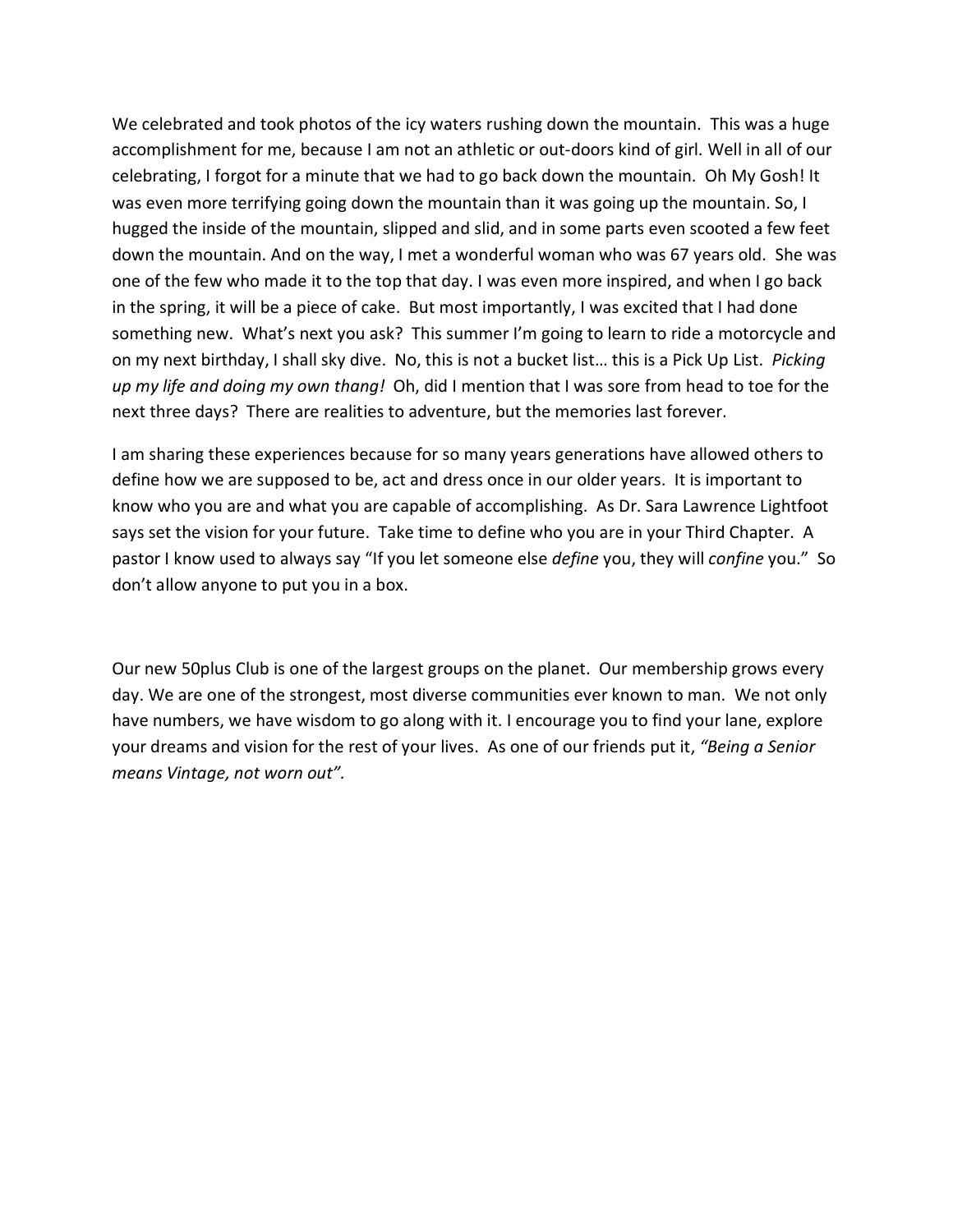We celebrated and took photos of the icy waters rushing down the mountain. This was a huge accomplishment for me, because I am not an athletic or out-doors kind of girl. Well in all of our celebrating, I forgot for a minute that we had to go back down the mountain. Oh My Gosh! It was even more terrifying going down the mountain than it was going up the mountain. So, I hugged the inside of the mountain, slipped and slid, and in some parts even scooted a few feet down the mountain. And on the way, I met a wonderful woman who was 67 years old. She was one of the few who made it to the top that day. I was even more inspired, and when I go back in the spring, it will be a piece of cake. But most importantly, I was excited that I had done something new. What's next you ask? This summer I'm going to learn to ride a motorcycle and on my next birthday, I shall sky dive. No, this is not a bucket list… this is a Pick Up List. *Picking up my life and doing my own thang!* Oh, did I mention that I was sore from head to toe for the next three days? There are realities to adventure, but the memories last forever.

I am sharing these experiences because for so many years generations have allowed others to define how we are supposed to be, act and dress once in our older years. It is important to know who you are and what you are capable of accomplishing. As Dr. Sara Lawrence Lightfoot says set the vision for your future. Take time to define who you are in your Third Chapter. A pastor I know used to always say "If you let someone else *define* you, they will *confine* you." So don't allow anyone to put you in a box.

Our new 50plus Club is one of the largest groups on the planet. Our membership grows every day. We are one of the strongest, most diverse communities ever known to man. We not only have numbers, we have wisdom to go along with it. I encourage you to find your lane, explore your dreams and vision for the rest of your lives. As one of our friends put it, *"Being a Senior means Vintage, not worn out".*